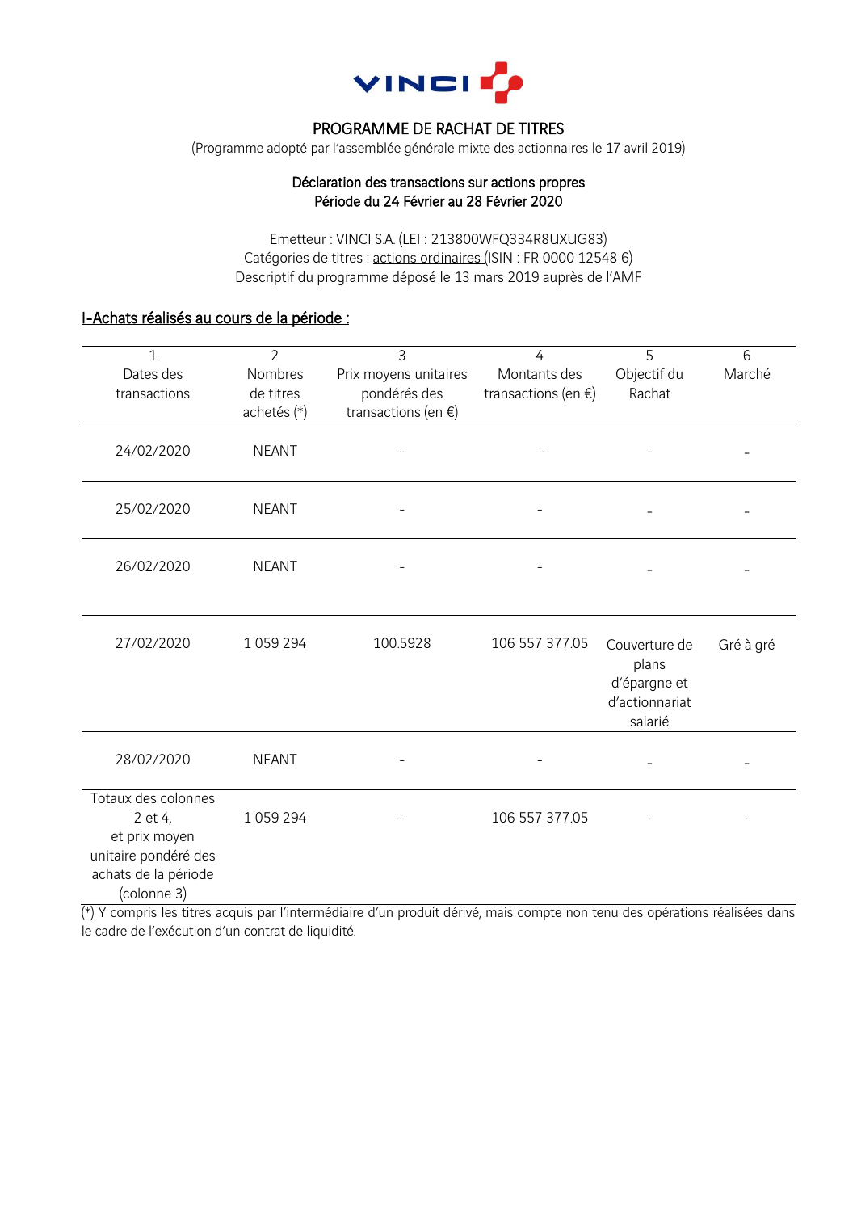VINCI

# PROGRAMME DE RACHAT DE TITRES

(Programme adopté par l'assemblée générale mixte des actionnaires le 17 avril 2019)

## Déclaration des transactions sur actions propres
## Période du 24 Février au 28 Février 2020

Emetteur : VINCI S.A. (LEI : 213800WFQ334R8UXUG83)
Catégories de titres : actions ordinaires (ISIN : FR 0000 12548 6)
Descriptif du programme déposé le 13 mars 2019 auprès de l'AMF

### I-Achats réalisés au cours de la période :

| 1<br>Dates des transactions | 2<br>Nombres de titres achetés (*) | 3<br>Prix moyens unitaires pondérés des transactions (en €) | 4<br>Montants des transactions (en €) | 5<br>Objectif du Rachat | 6<br>Marché |
|---|---|---|---|---|---|
| 24/02/2020 | NEANT | - | - | - | - |
| 25/02/2020 | NEANT | - | - | - | - |
| 26/02/2020 | NEANT | - | - | - | - |
| 27/02/2020 | 1 059 294 | 100.5928 | 106 557 377.05 | Couverture de plans d'épargne et d'actionnariat salarié | Gré à gré |
| 28/02/2020 | NEANT | - | - | - | - |
| Totaux des colonnes 2 et 4, et prix moyen unitaire pondéré des achats de la période (colonne 3) | 1 059 294 | - | 106 557 377.05 | - | - |

(*) Y compris les titres acquis par l'intermédiaire d'un produit dérivé, mais compte non tenu des opérations réalisées dans le cadre de l'exécution d'un contrat de liquidité.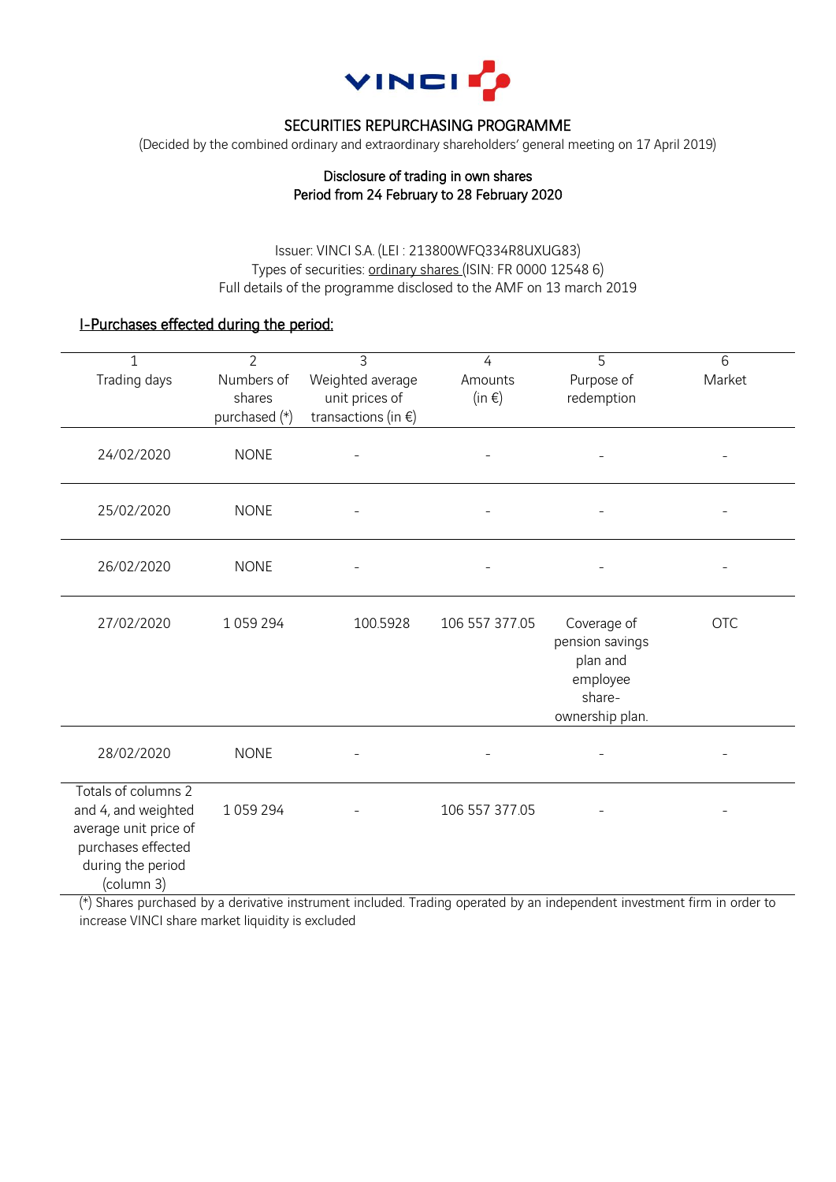# SECURITIES REPURCHASING PROGRAMME

(Decided by the combined ordinary and extraordinary shareholders' general meeting on 17 April 2019)

## Disclosure of trading in own shares
## Period from 24 February to 28 February 2020

Issuer: VINCI S.A. (LEI : 213800WFQ334R8UXUG83)
Types of securities: ordinary shares (ISIN: FR 0000 12548 6)
Full details of the programme disclosed to the AMF on 13 march 2019

## I-Purchases effected during the period:

| 1<br>Trading days | 2<br>Numbers of shares purchased (*) | 3<br>Weighted average unit prices of transactions (in €) | 4<br>Amounts (in €) | 5<br>Purpose of redemption | 6<br>Market |
|---|---|---|---|---|---|
| 24/02/2020 | NONE | - | - | - | - |
| 25/02/2020 | NONE | - | - | - | - |
| 26/02/2020 | NONE | - | - | - | - |
| 27/02/2020 | 1 059 294 | 100.5928 | 106 557 377.05 | Coverage of pension savings plan and employee share-ownership plan. | OTC |
| 28/02/2020 | NONE | - | - | - | - |
| Totals of columns 2 and 4, and weighted average unit price of purchases effected during the period (column 3) | 1 059 294 | - | 106 557 377.05 | - | - |

(*) Shares purchased by a derivative instrument included. Trading operated by an independent investment firm in order to increase VINCI share market liquidity is excluded